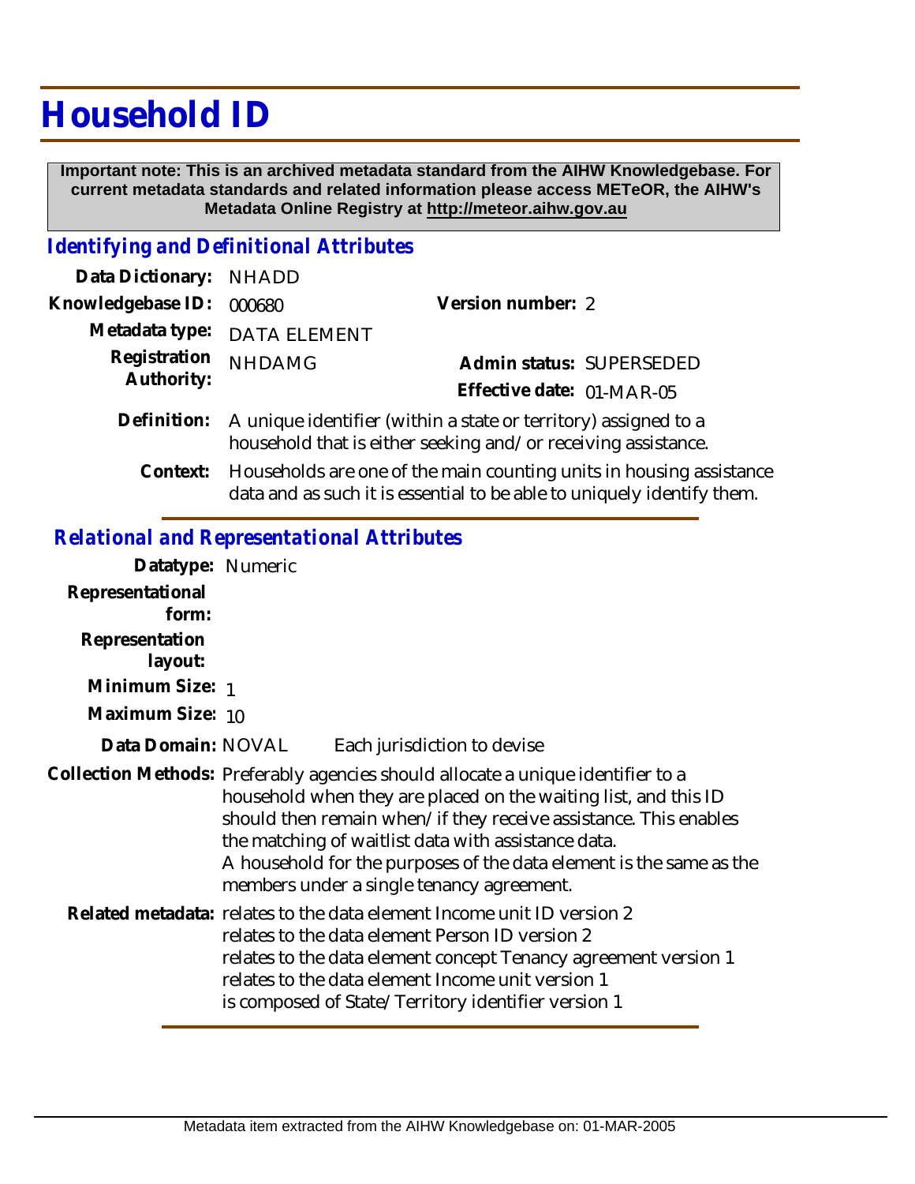# Household ID

**Important note: This is an archived metadata standard from the AIHW Knowledgebase. For current metadata standards and related information please access METeOR, the AIHW's Metadata Online Registry at http://meteor.aihw.gov.au**

## *Identifying and Definitional Attributes*

**Data Dictionary:** NHADD

**Knowledgebase ID:** 000680

**Version number:** 2

**Metadata type:** DATA ELEMENT

**Registration Authority:** NHDAMG

**Admin status:** SUPERSEDED

**Effective date:** 01-MAR-05

**Definition:** A unique identifier (within a state or territory) assigned to a household that is either seeking and/or receiving assistance.

**Context:** Households are one of the main counting units in housing assistance data and as such it is essential to be able to uniquely identify them.

## *Relational and Representational Attributes*

**Datatype:** Numeric

**Representational form:**

**Representation layout:**

**Minimum Size:** 1

**Maximum Size:** 10

**Data Domain:** NOVAL Each jurisdiction to devise

**Collection Methods:** Preferably agencies should allocate a unique identifier to a household when they are placed on the waiting list, and this ID should then remain when/if they receive assistance. This enables the matching of waitlist data with assistance data.
A household for the purposes of the data element is the same as the members under a single tenancy agreement.

**Related metadata:** relates to the data element Income unit ID version 2
relates to the data element Person ID version 2
relates to the data element concept Tenancy agreement version 1
relates to the data element Income unit version 1
is composed of State/Territory identifier version 1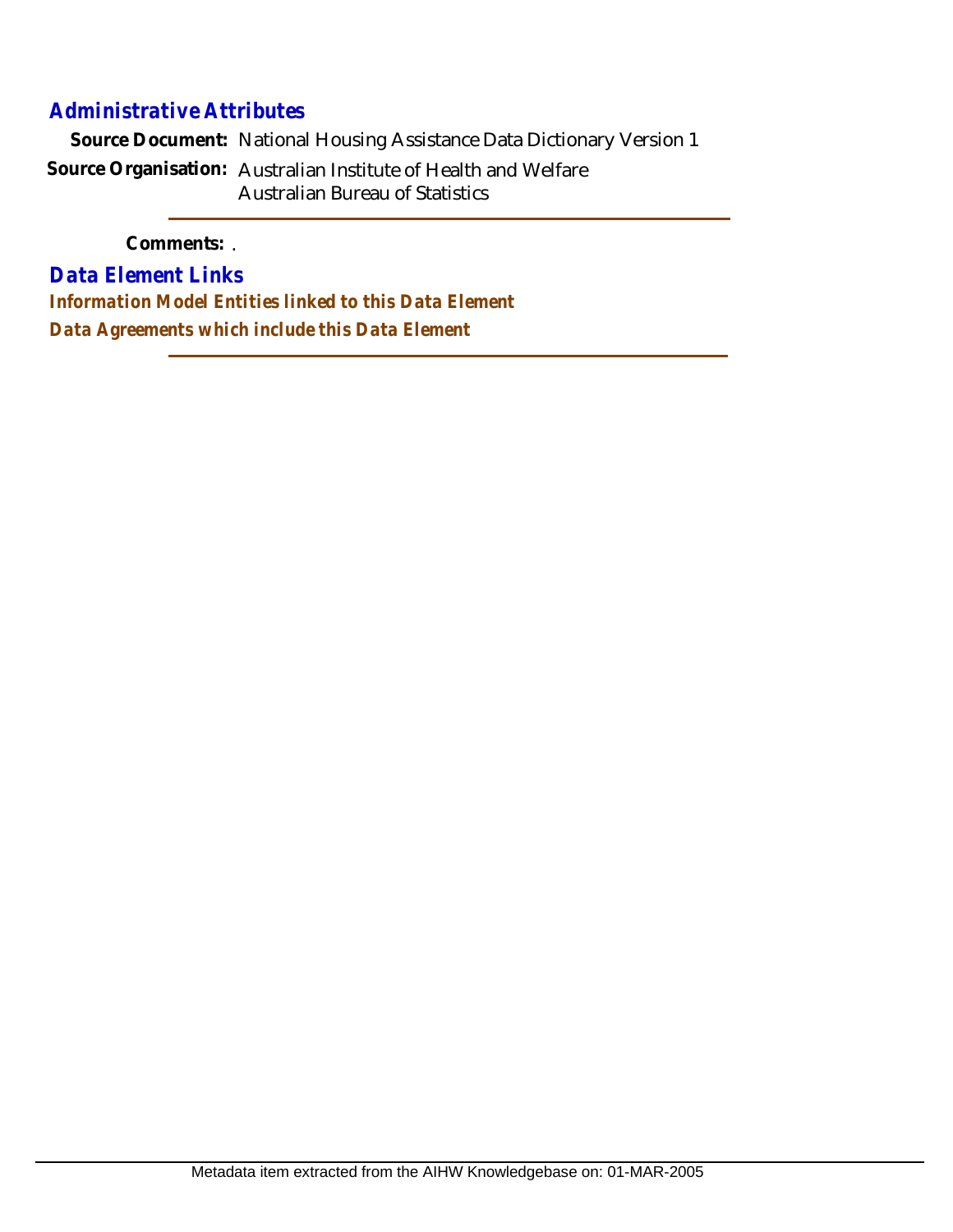## Administrative Attributes

**Source Document:** National Housing Assistance Data Dictionary Version 1

**Source Organisation:** Australian Institute of Health and Welfare
Australian Bureau of Statistics

---

**Comments:** .

## Data Element Links

***Information Model Entities linked to this Data Element***

***Data Agreements which include this Data Element***

---

Metadata item extracted from the AIHW Knowledgebase on: 01-MAR-2005